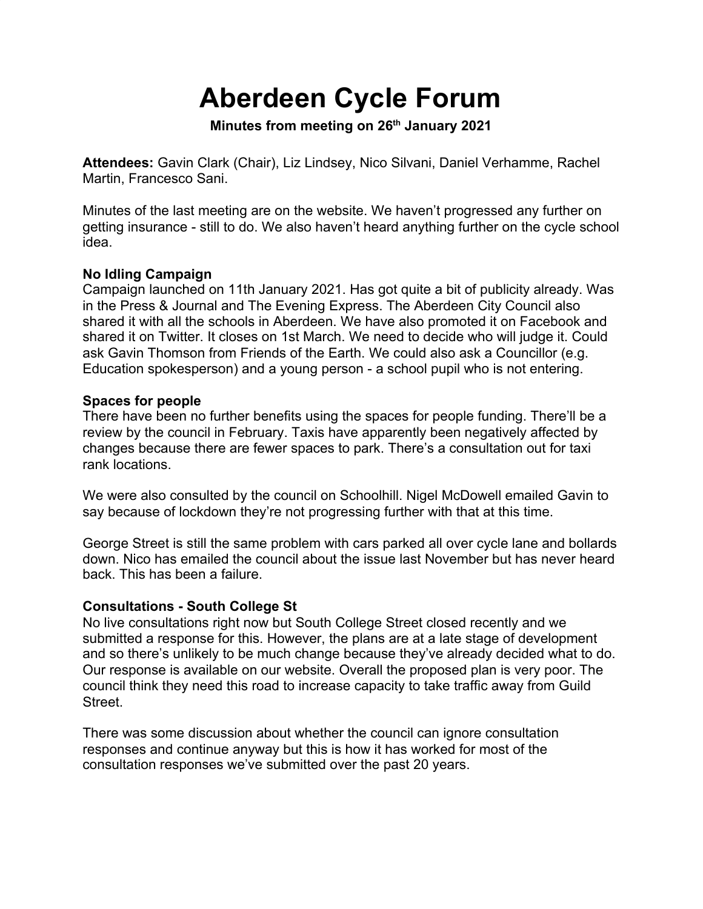# Aberdeen Cycle Forum

**Minutes from meeting on 26th January 2021**

**Attendees:** Gavin Clark (Chair), Liz Lindsey, Nico Silvani, Daniel Verhamme, Rachel Martin, Francesco Sani.

Minutes of the last meeting are on the website. We haven't progressed any further on getting insurance - still to do. We also haven't heard anything further on the cycle school idea.

**No Idling Campaign**

Campaign launched on 11th January 2021. Has got quite a bit of publicity already. Was in the Press & Journal and The Evening Express. The Aberdeen City Council also shared it with all the schools in Aberdeen. We have also promoted it on Facebook and shared it on Twitter. It closes on 1st March. We need to decide who will judge it. Could ask Gavin Thomson from Friends of the Earth. We could also ask a Councillor (e.g. Education spokesperson) and a young person - a school pupil who is not entering.

**Spaces for people**

There have been no further benefits using the spaces for people funding. There'll be a review by the council in February. Taxis have apparently been negatively affected by changes because there are fewer spaces to park. There's a consultation out for taxi rank locations.

We were also consulted by the council on Schoolhill. Nigel McDowell emailed Gavin to say because of lockdown they're not progressing further with that at this time.

George Street is still the same problem with cars parked all over cycle lane and bollards down. Nico has emailed the council about the issue last November but has never heard back. This has been a failure.

**Consultations - South College St**

No live consultations right now but South College Street closed recently and we submitted a response for this. However, the plans are at a late stage of development and so there's unlikely to be much change because they've already decided what to do. Our response is available on our website. Overall the proposed plan is very poor. The council think they need this road to increase capacity to take traffic away from Guild Street.

There was some discussion about whether the council can ignore consultation responses and continue anyway but this is how it has worked for most of the consultation responses we've submitted over the past 20 years.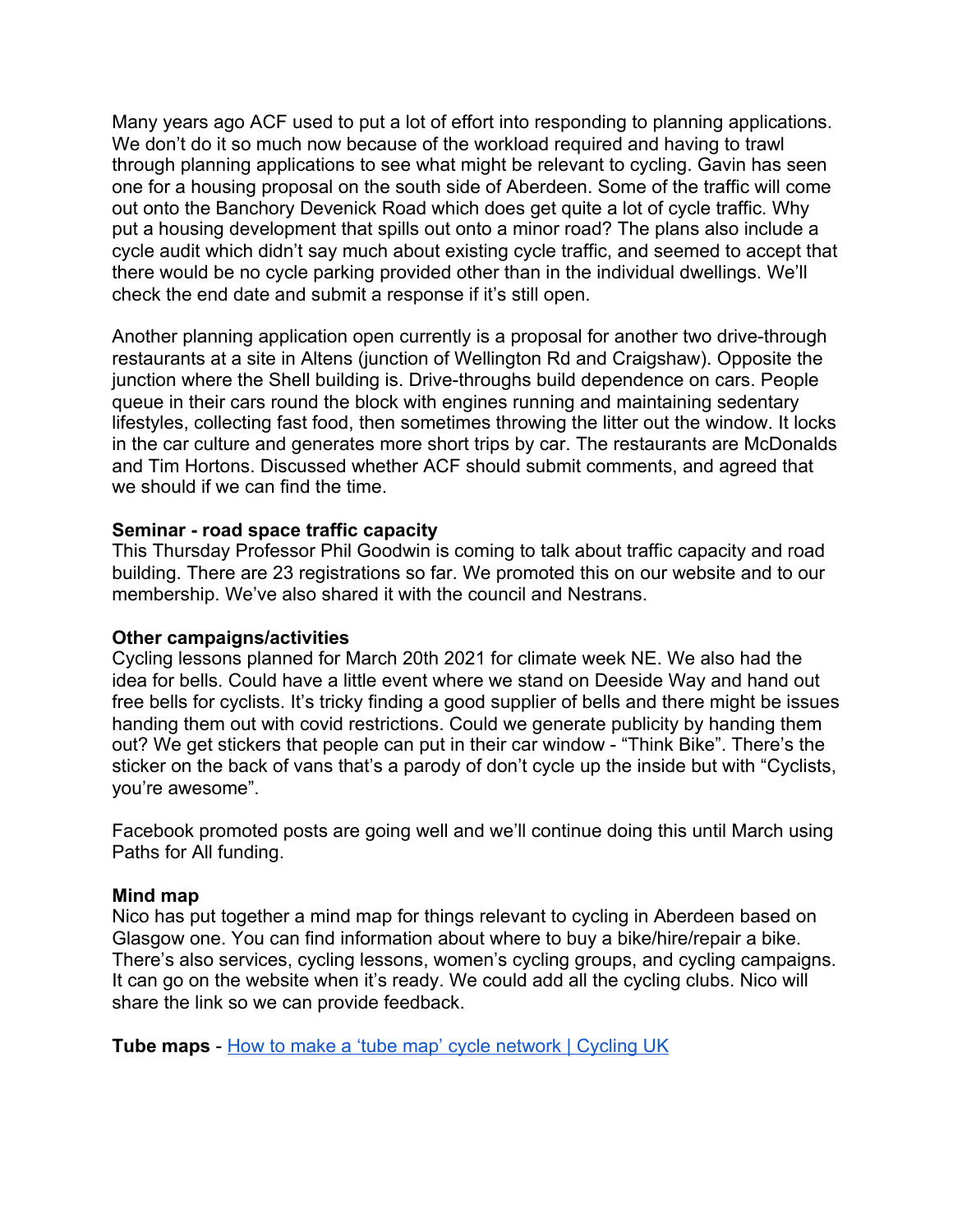Many years ago ACF used to put a lot of effort into responding to planning applications. We don't do it so much now because of the workload required and having to trawl through planning applications to see what might be relevant to cycling. Gavin has seen one for a housing proposal on the south side of Aberdeen. Some of the traffic will come out onto the Banchory Devenick Road which does get quite a lot of cycle traffic. Why put a housing development that spills out onto a minor road? The plans also include a cycle audit which didn't say much about existing cycle traffic, and seemed to accept that there would be no cycle parking provided other than in the individual dwellings. We'll check the end date and submit a response if it's still open.

Another planning application open currently is a proposal for another two drive-through restaurants at a site in Altens (junction of Wellington Rd and Craigshaw). Opposite the junction where the Shell building is. Drive-throughs build dependence on cars. People queue in their cars round the block with engines running and maintaining sedentary lifestyles, collecting fast food, then sometimes throwing the litter out the window. It locks in the car culture and generates more short trips by car. The restaurants are McDonalds and Tim Hortons. Discussed whether ACF should submit comments, and agreed that we should if we can find the time.

**Seminar - road space traffic capacity**
This Thursday Professor Phil Goodwin is coming to talk about traffic capacity and road building. There are 23 registrations so far. We promoted this on our website and to our membership. We've also shared it with the council and Nestrans.

**Other campaigns/activities**
Cycling lessons planned for March 20th 2021 for climate week NE. We also had the idea for bells. Could have a little event where we stand on Deeside Way and hand out free bells for cyclists. It's tricky finding a good supplier of bells and there might be issues handing them out with covid restrictions. Could we generate publicity by handing them out? We get stickers that people can put in their car window - "Think Bike". There's the sticker on the back of vans that's a parody of don't cycle up the inside but with "Cyclists, you're awesome".

Facebook promoted posts are going well and we'll continue doing this until March using Paths for All funding.

**Mind map**
Nico has put together a mind map for things relevant to cycling in Aberdeen based on Glasgow one. You can find information about where to buy a bike/hire/repair a bike. There's also services, cycling lessons, women's cycling groups, and cycling campaigns. It can go on the website when it's ready. We could add all the cycling clubs. Nico will share the link so we can provide feedback.

**Tube maps** - [How to make a 'tube map' cycle network | Cycling UK]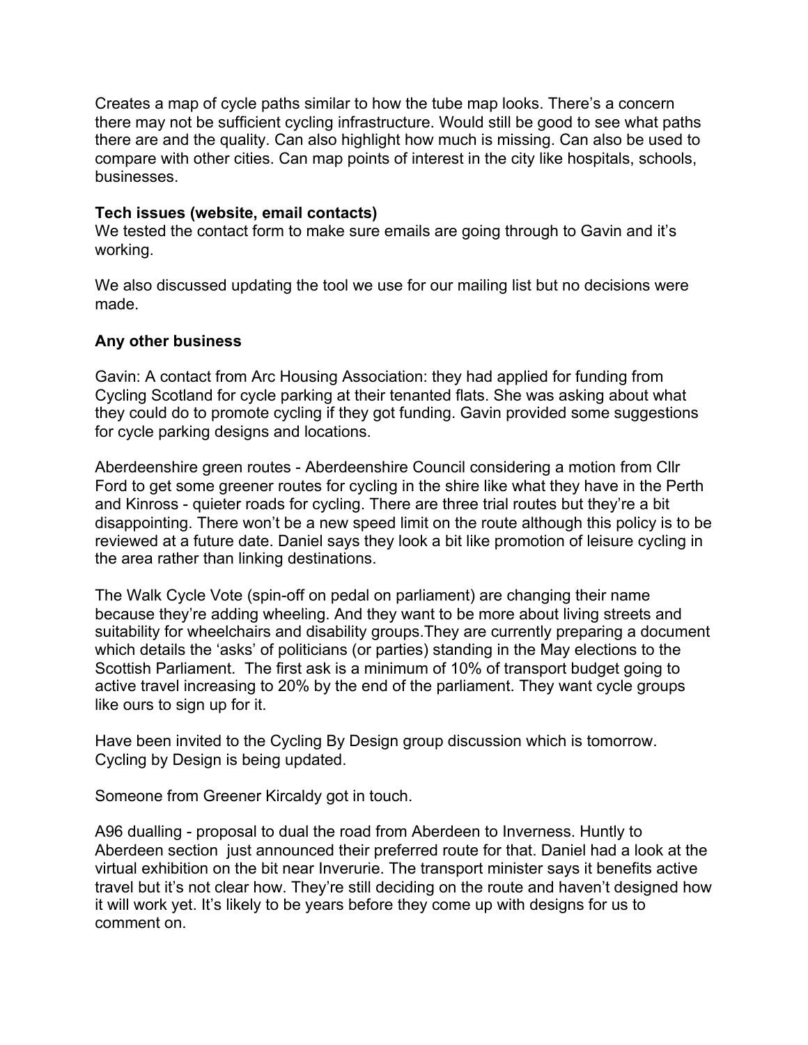Creates a map of cycle paths similar to how the tube map looks. There's a concern there may not be sufficient cycling infrastructure. Would still be good to see what paths there are and the quality. Can also highlight how much is missing. Can also be used to compare with other cities. Can map points of interest in the city like hospitals, schools, businesses.

**Tech issues (website, email contacts)**

We tested the contact form to make sure emails are going through to Gavin and it's working.

We also discussed updating the tool we use for our mailing list but no decisions were made.

**Any other business**

Gavin: A contact from Arc Housing Association: they had applied for funding from Cycling Scotland for cycle parking at their tenanted flats. She was asking about what they could do to promote cycling if they got funding. Gavin provided some suggestions for cycle parking designs and locations.

Aberdeenshire green routes - Aberdeenshire Council considering a motion from Cllr Ford to get some greener routes for cycling in the shire like what they have in the Perth and Kinross - quieter roads for cycling. There are three trial routes but they're a bit disappointing. There won't be a new speed limit on the route although this policy is to be reviewed at a future date. Daniel says they look a bit like promotion of leisure cycling in the area rather than linking destinations.

The Walk Cycle Vote (spin-off on pedal on parliament) are changing their name because they're adding wheeling. And they want to be more about living streets and suitability for wheelchairs and disability groups.They are currently preparing a document which details the 'asks' of politicians (or parties) standing in the May elections to the Scottish Parliament. The first ask is a minimum of 10% of transport budget going to active travel increasing to 20% by the end of the parliament. They want cycle groups like ours to sign up for it.

Have been invited to the Cycling By Design group discussion which is tomorrow. Cycling by Design is being updated.

Someone from Greener Kircaldy got in touch.

A96 dualling - proposal to dual the road from Aberdeen to Inverness. Huntly to Aberdeen section just announced their preferred route for that. Daniel had a look at the virtual exhibition on the bit near Inverurie. The transport minister says it benefits active travel but it's not clear how. They're still deciding on the route and haven't designed how it will work yet. It's likely to be years before they come up with designs for us to comment on.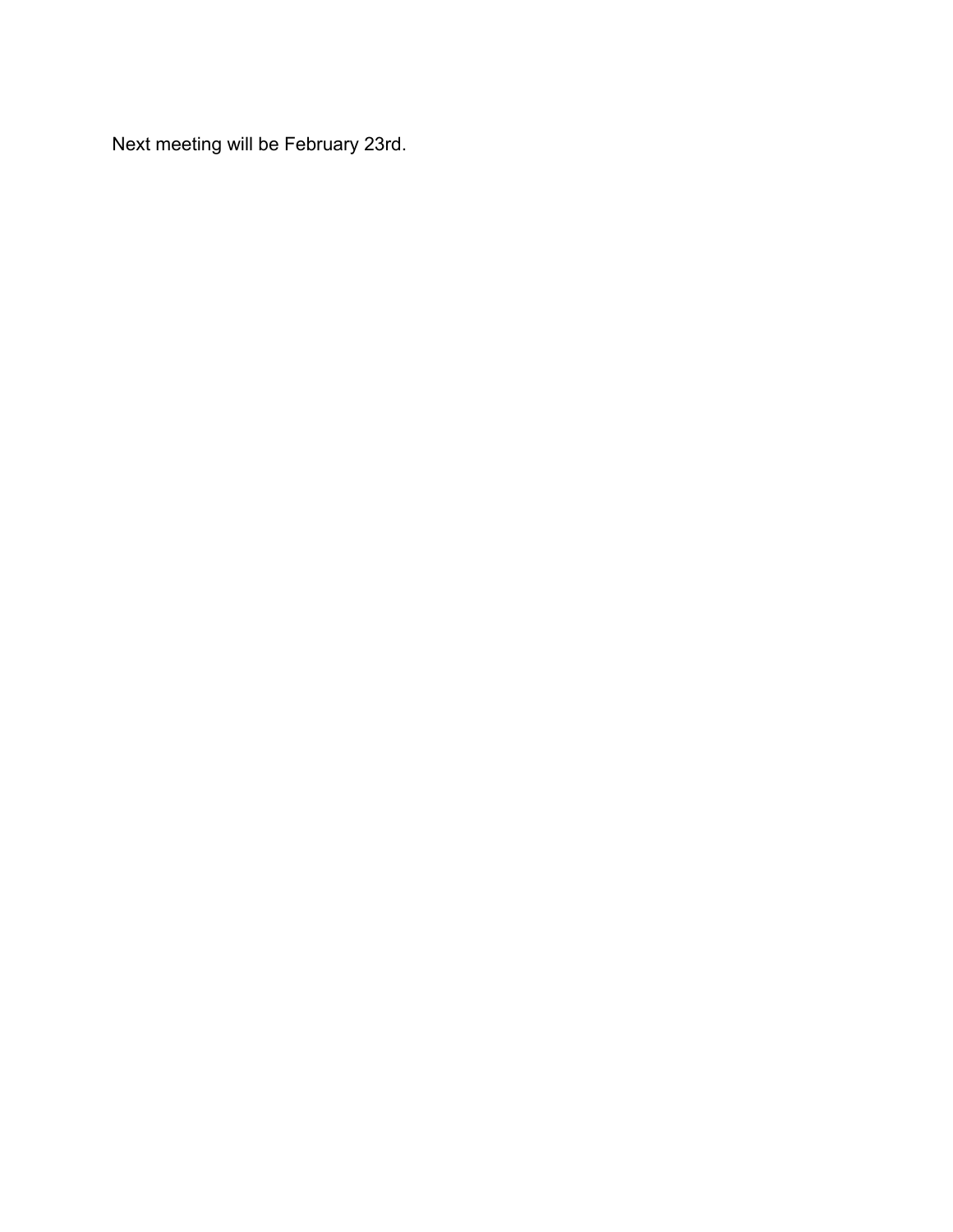Next meeting will be February 23rd.